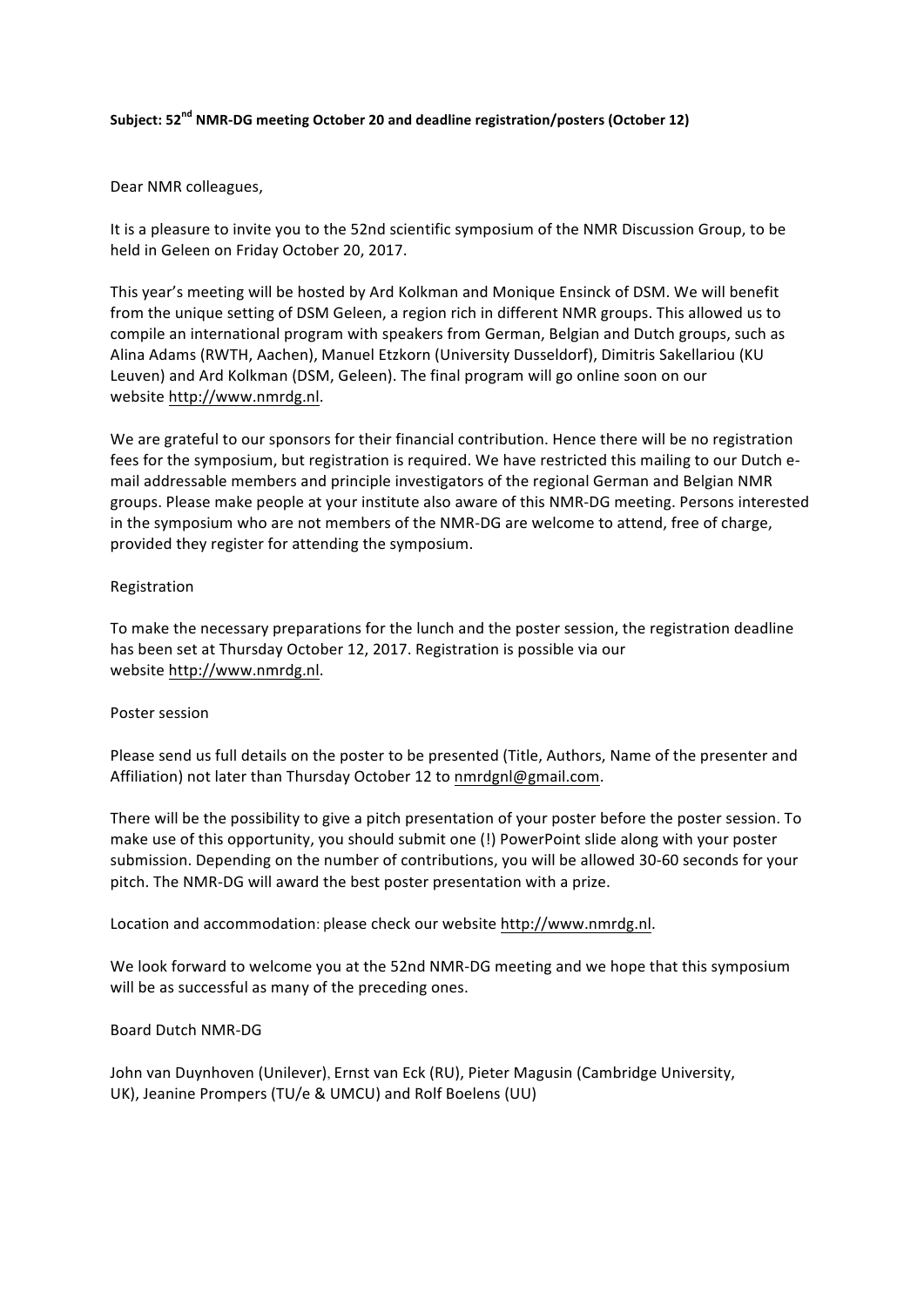**Subject: 52nd NMR-DG meeting October 20 and deadline registration/posters (October 12)**

Dear NMR colleagues,

It is a pleasure to invite you to the 52nd scientific symposium of the NMR Discussion Group, to be held in Geleen on Friday October 20, 2017.

This year's meeting will be hosted by Ard Kolkman and Monique Ensinck of DSM. We will benefit from the unique setting of DSM Geleen, a region rich in different NMR groups. This allowed us to compile an international program with speakers from German, Belgian and Dutch groups, such as Alina Adams (RWTH, Aachen), Manuel Etzkorn (University Dusseldorf), Dimitris Sakellariou (KU Leuven) and Ard Kolkman (DSM, Geleen). The final program will go online soon on our website http://www.nmrdg.nl.

We are grateful to our sponsors for their financial contribution. Hence there will be no registration fees for the symposium, but registration is required. We have restricted this mailing to our Dutch e-mail addressable members and principle investigators of the regional German and Belgian NMR groups. Please make people at your institute also aware of this NMR-DG meeting. Persons interested in the symposium who are not members of the NMR-DG are welcome to attend, free of charge, provided they register for attending the symposium.

Registration

To make the necessary preparations for the lunch and the poster session, the registration deadline has been set at Thursday October 12, 2017. Registration is possible via our website http://www.nmrdg.nl.

Poster session

Please send us full details on the poster to be presented (Title, Authors, Name of the presenter and Affiliation) not later than Thursday October 12 to nmrdgnl@gmail.com.

There will be the possibility to give a pitch presentation of your poster before the poster session. To make use of this opportunity, you should submit one (!) PowerPoint slide along with your poster submission. Depending on the number of contributions, you will be allowed 30-60 seconds for your pitch. The NMR-DG will award the best poster presentation with a prize.

Location and accommodation: please check our website http://www.nmrdg.nl.

We look forward to welcome you at the 52nd NMR-DG meeting and we hope that this symposium will be as successful as many of the preceding ones.

Board Dutch NMR-DG

John van Duynhoven (Unilever), Ernst van Eck (RU), Pieter Magusin (Cambridge University, UK), Jeanine Prompers (TU/e & UMCU) and Rolf Boelens (UU)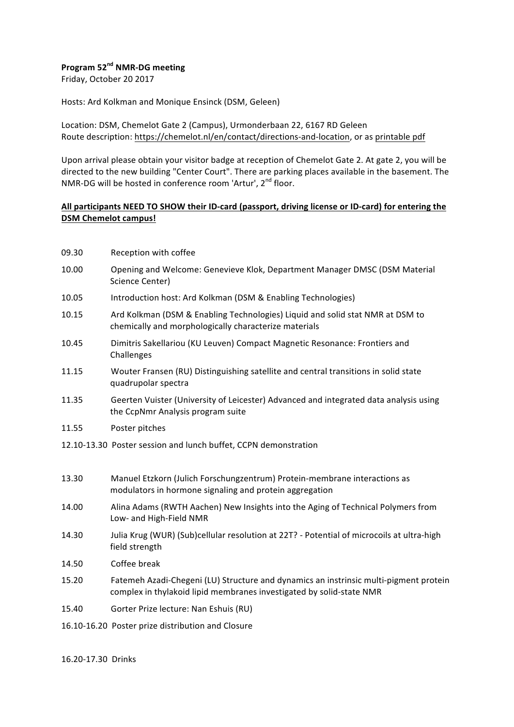**Program 52nd NMR-DG meeting**
Friday, October 20 2017

Hosts: Ard Kolkman and Monique Ensinck (DSM, Geleen)

Location: DSM, Chemelot Gate 2 (Campus), Urmonderbaan 22, 6167 RD Geleen
Route description: https://chemelot.nl/en/contact/directions-and-location, or as printable pdf

Upon arrival please obtain your visitor badge at reception of Chemelot Gate 2. At gate 2, you will be directed to the new building "Center Court". There are parking places available in the basement. The NMR-DG will be hosted in conference room 'Artur', 2nd floor.

**All participants NEED TO SHOW their ID-card (passport, driving license or ID-card) for entering the DSM Chemelot campus!**

| | |
|---|---|
| 09.30 | Reception with coffee |
| 10.00 | Opening and Welcome: Genevieve Klok, Department Manager DMSC (DSM Material Science Center) |
| 10.05 | Introduction host: Ard Kolkman (DSM & Enabling Technologies) |
| 10.15 | Ard Kolkman (DSM & Enabling Technologies) Liquid and solid stat NMR at DSM to chemically and morphologically characterize materials |
| 10.45 | Dimitris Sakellariou (KU Leuven) Compact Magnetic Resonance: Frontiers and Challenges |
| 11.15 | Wouter Fransen (RU) Distinguishing satellite and central transitions in solid state quadrupolar spectra |
| 11.35 | Geerten Vuister (University of Leicester) Advanced and integrated data analysis using the CcpNmr Analysis program suite |
| 11.55 | Poster pitches |
| 12.10-13.30 | Poster session and lunch buffet, CCPN demonstration |
| 13.30 | Manuel Etzkorn (Julich Forschungzentrum) Protein-membrane interactions as modulators in hormone signaling and protein aggregation |
| 14.00 | Alina Adams (RWTH Aachen) New Insights into the Aging of Technical Polymers from Low- and High-Field NMR |
| 14.30 | Julia Krug (WUR) (Sub)cellular resolution at 22T? - Potential of microcoils at ultra-high field strength |
| 14.50 | Coffee break |
| 15.20 | Fatemeh Azadi-Chegeni (LU) Structure and dynamics an instrinsic multi-pigment protein complex in thylakoid lipid membranes investigated by solid-state NMR |
| 15.40 | Gorter Prize lecture: Nan Eshuis (RU) |
| 16.10-16.20 | Poster prize distribution and Closure |
| 16.20-17.30 | Drinks |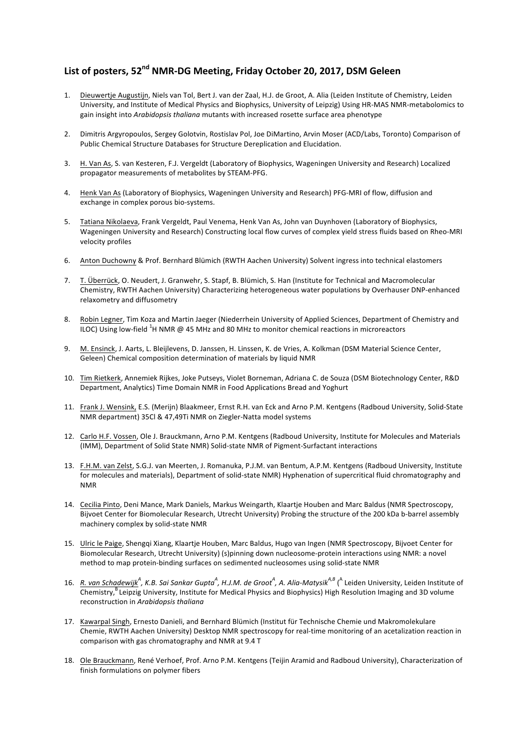## List of posters, 52nd NMR-DG Meeting, Friday October 20, 2017, DSM Geleen

1. Dieuwertje Augustijn, Niels van Tol, Bert J. van der Zaal, H.J. de Groot, A. Alia (Leiden Institute of Chemistry, Leiden University, and Institute of Medical Physics and Biophysics, University of Leipzig) Using HR-MAS NMR-metabolomics to gain insight into *Arabidopsis thaliana* mutants with increased rosette surface area phenotype

2. Dimitris Argyropoulos, Sergey Golotvin, Rostislav Pol, Joe DiMartino, Arvin Moser (ACD/Labs, Toronto) Comparison of Public Chemical Structure Databases for Structure Dereplication and Elucidation.

3. H. Van As, S. van Kesteren, F.J. Vergeldt (Laboratory of Biophysics, Wageningen University and Research) Localized propagator measurements of metabolites by STEAM-PFG.

4. Henk Van As (Laboratory of Biophysics, Wageningen University and Research) PFG-MRI of flow, diffusion and exchange in complex porous bio-systems.

5. Tatiana Nikolaeva, Frank Vergeldt, Paul Venema, Henk Van As, John van Duynhoven (Laboratory of Biophysics, Wageningen University and Research) Constructing local flow curves of complex yield stress fluids based on Rheo-MRI velocity profiles

6. Anton Duchowny & Prof. Bernhard Blümich (RWTH Aachen University) Solvent ingress into technical elastomers

7. T. Überrück, O. Neudert, J. Granwehr, S. Stapf, B. Blümich, S. Han (Institute for Technical and Macromolecular Chemistry, RWTH Aachen University) Characterizing heterogeneous water populations by Overhauser DNP-enhanced relaxometry and diffusometry

8. Robin Legner, Tim Koza and Martin Jaeger (Niederrhein University of Applied Sciences, Department of Chemistry and ILOC) Using low-field $^{1}$H NMR @ 45 MHz and 80 MHz to monitor chemical reactions in microreactors

9. M. Ensinck, J. Aarts, L. Bleijlevens, D. Janssen, H. Linssen, K. de Vries, A. Kolkman (DSM Material Science Center, Geleen) Chemical composition determination of materials by liquid NMR

10. Tim Rietkerk, Annemiek Rijkes, Joke Putseys, Violet Borneman, Adriana C. de Souza (DSM Biotechnology Center, R&D Department, Analytics) Time Domain NMR in Food Applications Bread and Yoghurt

11. Frank J. Wensink, E.S. (Merijn) Blaakmeer, Ernst R.H. van Eck and Arno P.M. Kentgens (Radboud University, Solid-State NMR department) 35Cl & 47,49Ti NMR on Ziegler-Natta model systems

12. Carlo H.F. Vossen, Ole J. Brauckmann, Arno P.M. Kentgens (Radboud University, Institute for Molecules and Materials (IMM), Department of Solid State NMR) Solid-state NMR of Pigment-Surfactant interactions

13. F.H.M. van Zelst, S.G.J. van Meerten, J. Romanuka, P.J.M. van Bentum, A.P.M. Kentgens (Radboud University, Institute for molecules and materials), Department of solid-state NMR) Hyphenation of supercritical fluid chromatography and NMR

14. Cecilia Pinto, Deni Mance, Mark Daniels, Markus Weingarth, Klaartje Houben and Marc Baldus (NMR Spectroscopy, Bijvoet Center for Biomolecular Research, Utrecht University) Probing the structure of the 200 kDa b-barrel assembly machinery complex by solid-state NMR

15. Ulric le Paige, Shengqi Xiang, Klaartje Houben, Marc Baldus, Hugo van Ingen (NMR Spectroscopy, Bijvoet Center for Biomolecular Research, Utrecht University) (s)pinning down nucleosome-protein interactions using NMR: a novel method to map protein-binding surfaces on sedimented nucleosomes using solid-state NMR

16. *R. van Schadewijk[A], K.B. Sai Sankar Gupta[A], H.J.M. de Groot[A], A. Alia-Matysik[A,B]* ([A] Leiden University, Leiden Institute of Chemistry, [B] Leipzig University, Institute for Medical Physics and Biophysics) High Resolution Imaging and 3D volume reconstruction in *Arabidopsis thaliana*

17. Kawarpal Singh, Ernesto Danieli, and Bernhard Blümich (Institut für Technische Chemie und Makromolekulare Chemie, RWTH Aachen University) Desktop NMR spectroscopy for real-time monitoring of an acetalization reaction in comparison with gas chromatography and NMR at 9.4 T

18. Ole Brauckmann, René Verhoef, Prof. Arno P.M. Kentgens (Teijin Aramid and Radboud University), Characterization of finish formulations on polymer fibers